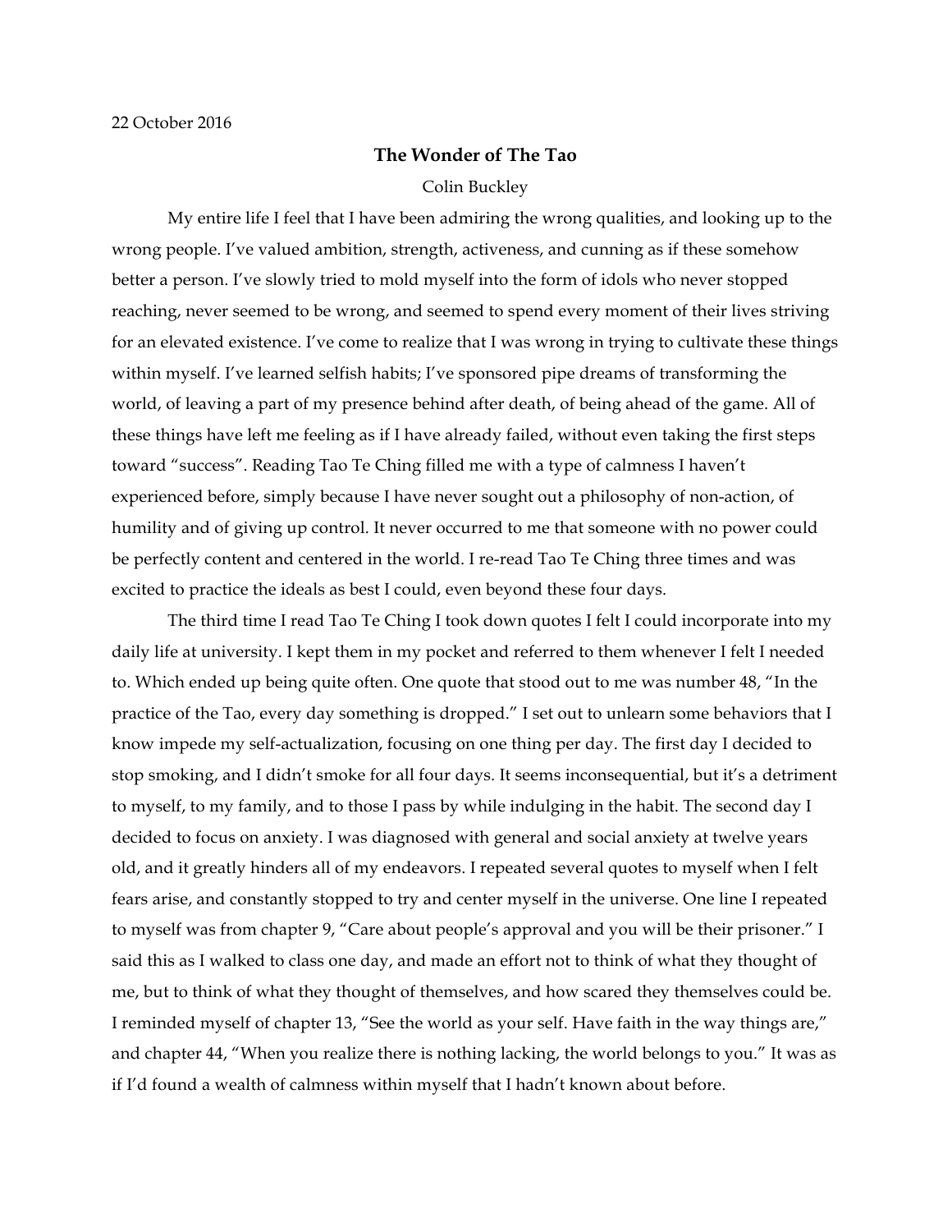22 October 2016

# The Wonder of The Tao

Colin Buckley

My entire life I feel that I have been admiring the wrong qualities, and looking up to the wrong people. I've valued ambition, strength, activeness, and cunning as if these somehow better a person. I've slowly tried to mold myself into the form of idols who never stopped reaching, never seemed to be wrong, and seemed to spend every moment of their lives striving for an elevated existence. I've come to realize that I was wrong in trying to cultivate these things within myself. I've learned selfish habits; I've sponsored pipe dreams of transforming the world, of leaving a part of my presence behind after death, of being ahead of the game. All of these things have left me feeling as if I have already failed, without even taking the first steps toward "success". Reading Tao Te Ching filled me with a type of calmness I haven't experienced before, simply because I have never sought out a philosophy of non-action, of humility and of giving up control. It never occurred to me that someone with no power could be perfectly content and centered in the world. I re-read Tao Te Ching three times and was excited to practice the ideals as best I could, even beyond these four days.

The third time I read Tao Te Ching I took down quotes I felt I could incorporate into my daily life at university. I kept them in my pocket and referred to them whenever I felt I needed to. Which ended up being quite often. One quote that stood out to me was number 48, "In the practice of the Tao, every day something is dropped." I set out to unlearn some behaviors that I know impede my self-actualization, focusing on one thing per day. The first day I decided to stop smoking, and I didn't smoke for all four days. It seems inconsequential, but it's a detriment to myself, to my family, and to those I pass by while indulging in the habit. The second day I decided to focus on anxiety. I was diagnosed with general and social anxiety at twelve years old, and it greatly hinders all of my endeavors. I repeated several quotes to myself when I felt fears arise, and constantly stopped to try and center myself in the universe. One line I repeated to myself was from chapter 9, "Care about people's approval and you will be their prisoner." I said this as I walked to class one day, and made an effort not to think of what they thought of me, but to think of what they thought of themselves, and how scared they themselves could be. I reminded myself of chapter 13, "See the world as your self. Have faith in the way things are," and chapter 44, "When you realize there is nothing lacking, the world belongs to you." It was as if I'd found a wealth of calmness within myself that I hadn't known about before.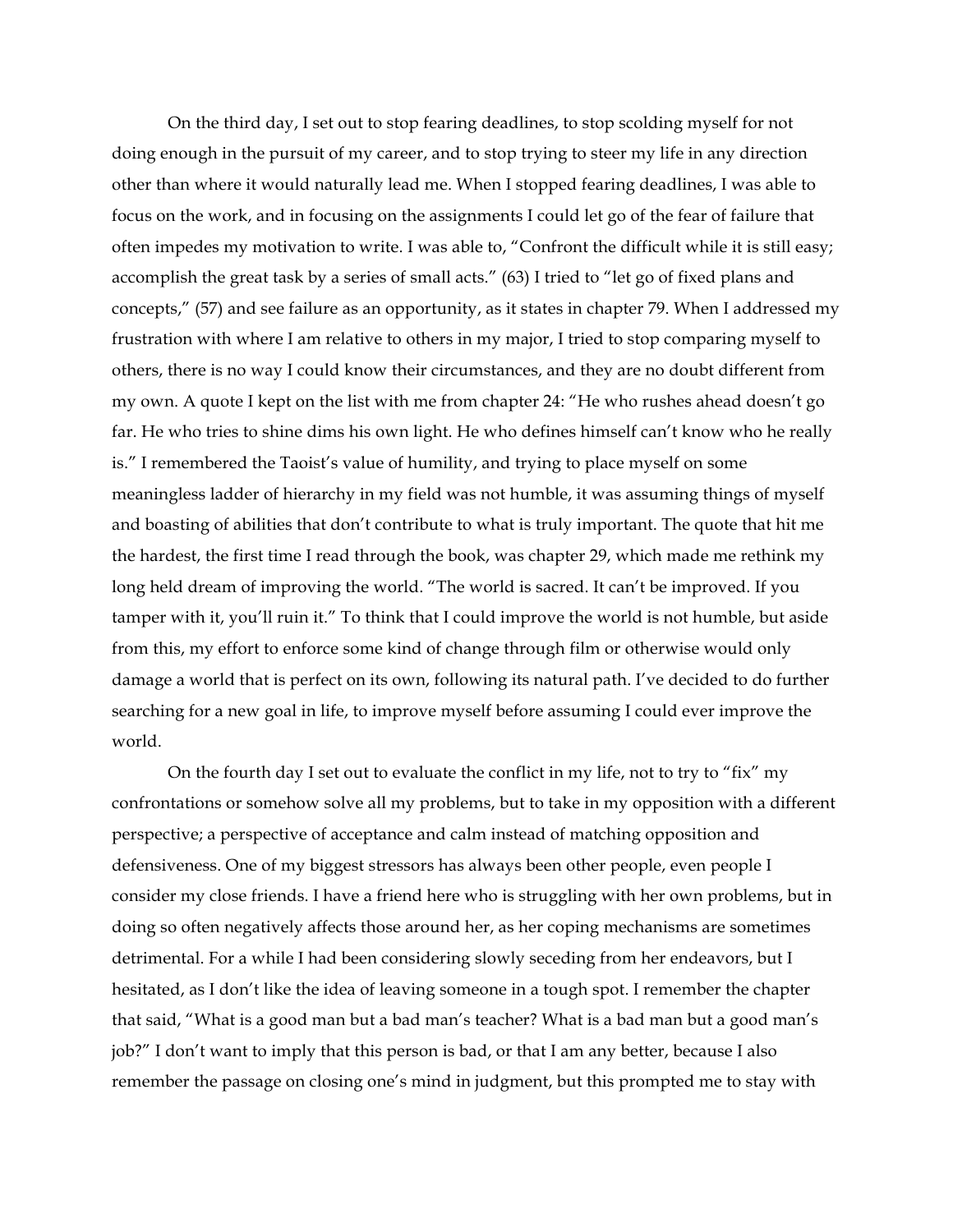On the third day, I set out to stop fearing deadlines, to stop scolding myself for not doing enough in the pursuit of my career, and to stop trying to steer my life in any direction other than where it would naturally lead me. When I stopped fearing deadlines, I was able to focus on the work, and in focusing on the assignments I could let go of the fear of failure that often impedes my motivation to write. I was able to, "Confront the difficult while it is still easy; accomplish the great task by a series of small acts." (63) I tried to "let go of fixed plans and concepts," (57) and see failure as an opportunity, as it states in chapter 79. When I addressed my frustration with where I am relative to others in my major, I tried to stop comparing myself to others, there is no way I could know their circumstances, and they are no doubt different from my own. A quote I kept on the list with me from chapter 24: "He who rushes ahead doesn't go far. He who tries to shine dims his own light. He who defines himself can't know who he really is." I remembered the Taoist's value of humility, and trying to place myself on some meaningless ladder of hierarchy in my field was not humble, it was assuming things of myself and boasting of abilities that don't contribute to what is truly important. The quote that hit me the hardest, the first time I read through the book, was chapter 29, which made me rethink my long held dream of improving the world. "The world is sacred. It can't be improved. If you tamper with it, you'll ruin it." To think that I could improve the world is not humble, but aside from this, my effort to enforce some kind of change through film or otherwise would only damage a world that is perfect on its own, following its natural path. I've decided to do further searching for a new goal in life, to improve myself before assuming I could ever improve the world.

On the fourth day I set out to evaluate the conflict in my life, not to try to "fix" my confrontations or somehow solve all my problems, but to take in my opposition with a different perspective; a perspective of acceptance and calm instead of matching opposition and defensiveness. One of my biggest stressors has always been other people, even people I consider my close friends. I have a friend here who is struggling with her own problems, but in doing so often negatively affects those around her, as her coping mechanisms are sometimes detrimental. For a while I had been considering slowly seceding from her endeavors, but I hesitated, as I don't like the idea of leaving someone in a tough spot. I remember the chapter that said, "What is a good man but a bad man's teacher? What is a bad man but a good man's job?" I don't want to imply that this person is bad, or that I am any better, because I also remember the passage on closing one's mind in judgment, but this prompted me to stay with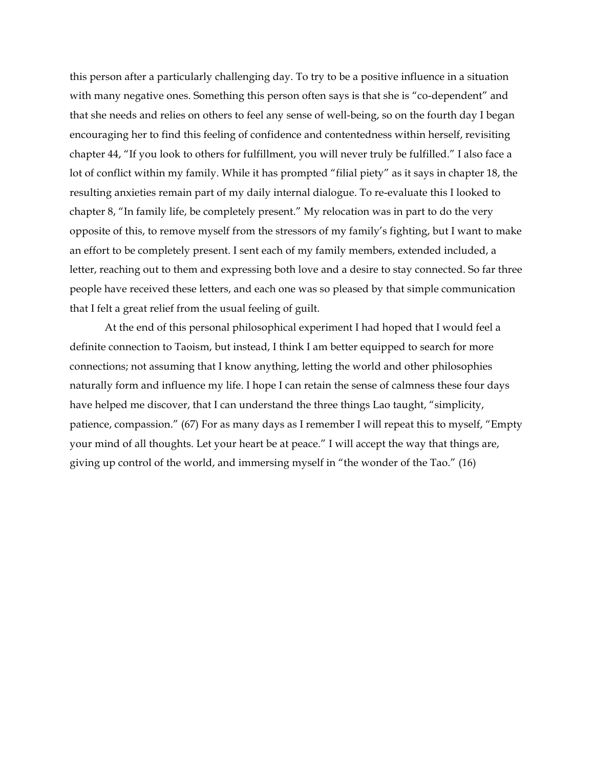this person after a particularly challenging day. To try to be a positive influence in a situation with many negative ones. Something this person often says is that she is "co-dependent" and that she needs and relies on others to feel any sense of well-being, so on the fourth day I began encouraging her to find this feeling of confidence and contentedness within herself, revisiting chapter 44, "If you look to others for fulfillment, you will never truly be fulfilled." I also face a lot of conflict within my family. While it has prompted "filial piety" as it says in chapter 18, the resulting anxieties remain part of my daily internal dialogue. To re-evaluate this I looked to chapter 8, "In family life, be completely present." My relocation was in part to do the very opposite of this, to remove myself from the stressors of my family's fighting, but I want to make an effort to be completely present. I sent each of my family members, extended included, a letter, reaching out to them and expressing both love and a desire to stay connected. So far three people have received these letters, and each one was so pleased by that simple communication that I felt a great relief from the usual feeling of guilt.

At the end of this personal philosophical experiment I had hoped that I would feel a definite connection to Taoism, but instead, I think I am better equipped to search for more connections; not assuming that I know anything, letting the world and other philosophies naturally form and influence my life. I hope I can retain the sense of calmness these four days have helped me discover, that I can understand the three things Lao taught, "simplicity, patience, compassion." (67) For as many days as I remember I will repeat this to myself, "Empty your mind of all thoughts. Let your heart be at peace." I will accept the way that things are, giving up control of the world, and immersing myself in "the wonder of the Tao." (16)